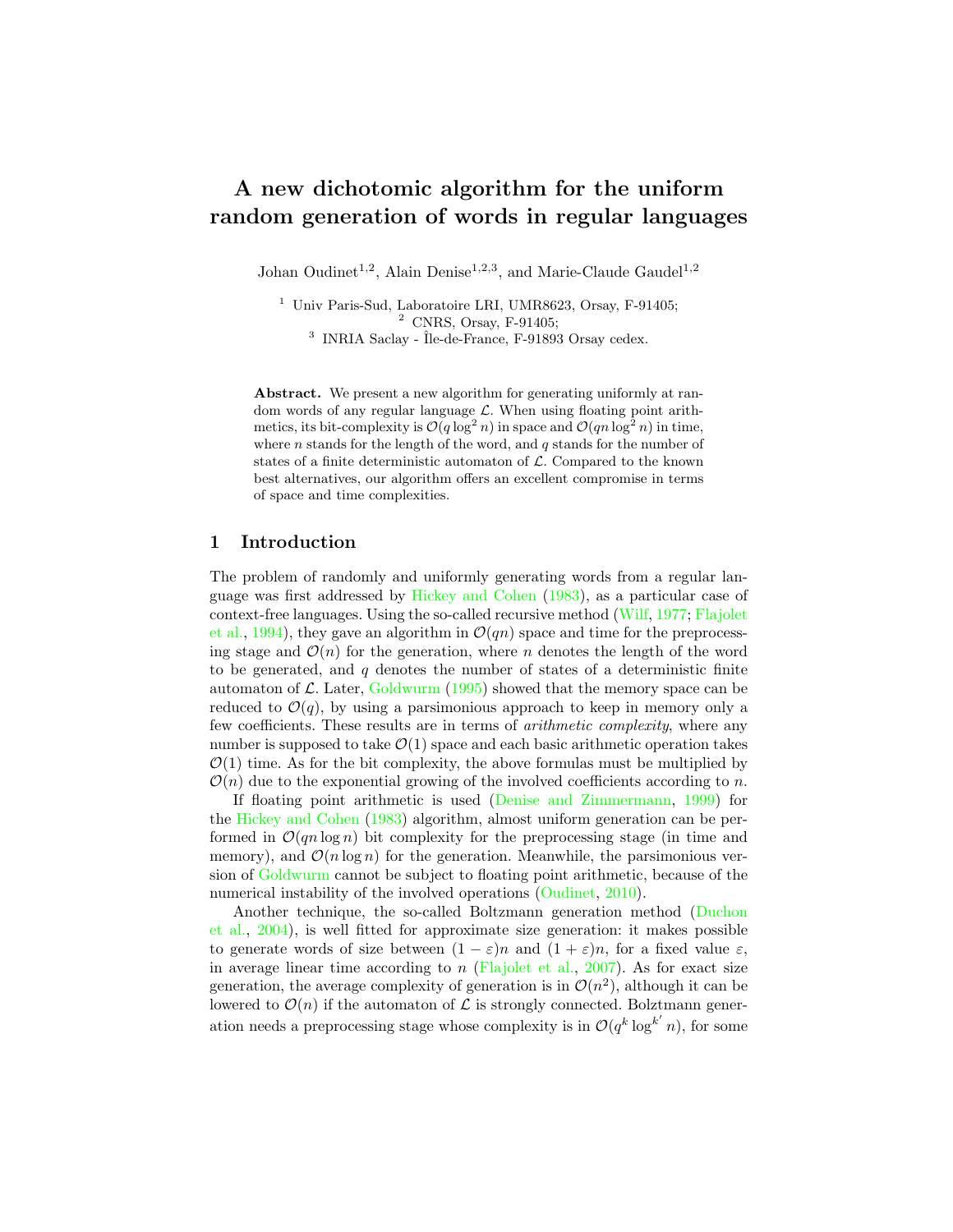# A new dichotomic algorithm for the uniform random generation of words in regular languages

Johan Oudinet[1,2], Alain Denise[1,2,3], and Marie-Claude Gaudel[1,2]

[1] Univ Paris-Sud, Laboratoire LRI, UMR8623, Orsay, F-91405;
[2] CNRS, Orsay, F-91405;
[3] INRIA Saclay - Île-de-France, F-91893 Orsay cedex.

**Abstract.** We present a new algorithm for generating uniformly at random words of any regular language $\mathcal{L}$. When using floating point arithmetics, its bit-complexity is $\mathcal{O}(q \log^2 n)$ in space and $\mathcal{O}(qn \log^2 n)$ in time, where $n$ stands for the length of the word, and $q$ stands for the number of states of a finite deterministic automaton of $\mathcal{L}$. Compared to the known best alternatives, our algorithm offers an excellent compromise in terms of space and time complexities.

## 1 Introduction

The problem of randomly and uniformly generating words from a regular language was first addressed by Hickey and Cohen (1983), as a particular case of context-free languages. Using the so-called recursive method (Wilf, 1977; Flajolet et al., 1994), they gave an algorithm in $\mathcal{O}(qn)$ space and time for the preprocessing stage and $\mathcal{O}(n)$ for the generation, where $n$ denotes the length of the word to be generated, and $q$ denotes the number of states of a deterministic finite automaton of $\mathcal{L}$. Later, Goldwurm (1995) showed that the memory space can be reduced to $\mathcal{O}(q)$, by using a parsimonious approach to keep in memory only a few coefficients. These results are in terms of *arithmetic complexity*, where any number is supposed to take $\mathcal{O}(1)$ space and each basic arithmetic operation takes $\mathcal{O}(1)$ time. As for the bit complexity, the above formulas must be multiplied by $\mathcal{O}(n)$ due to the exponential growing of the involved coefficients according to $n$.

If floating point arithmetic is used (Denise and Zimmermann, 1999) for the Hickey and Cohen (1983) algorithm, almost uniform generation can be performed in $\mathcal{O}(qn \log n)$ bit complexity for the preprocessing stage (in time and memory), and $\mathcal{O}(n \log n)$ for the generation. Meanwhile, the parsimonious version of Goldwurm cannot be subject to floating point arithmetic, because of the numerical instability of the involved operations (Oudinet, 2010).

Another technique, the so-called Boltzmann generation method (Duchon et al., 2004), is well fitted for approximate size generation: it makes possible to generate words of size between $(1 - \varepsilon)n$ and $(1 + \varepsilon)n$, for a fixed value $\varepsilon$, in average linear time according to $n$ (Flajolet et al., 2007). As for exact size generation, the average complexity of generation is in $\mathcal{O}(n^2)$, although it can be lowered to $\mathcal{O}(n)$ if the automaton of $\mathcal{L}$ is strongly connected. Bolztmann generation needs a preprocessing stage whose complexity is in $\mathcal{O}(q^k \log^{k'} n)$, for some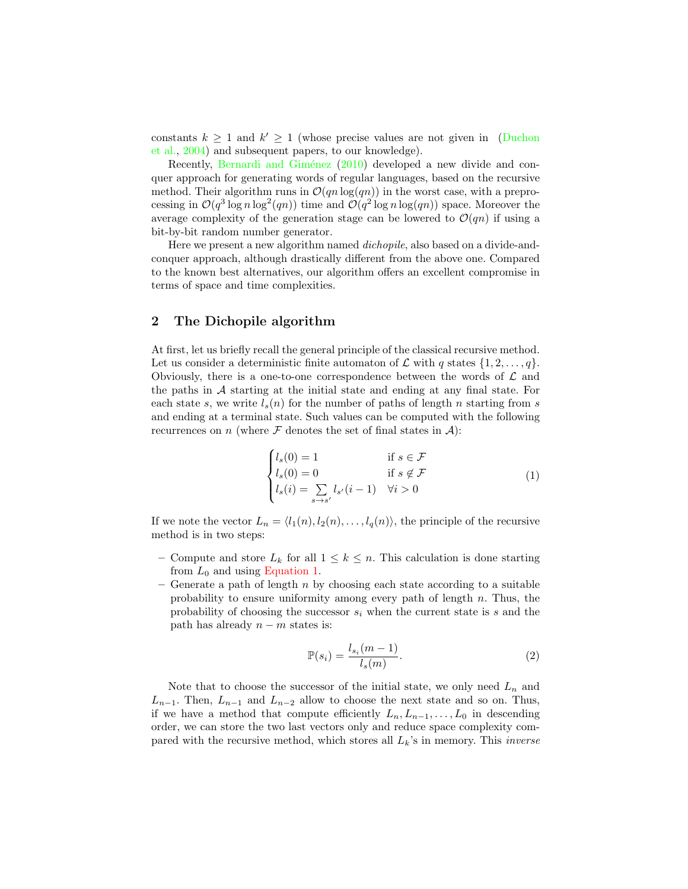constants $k \geq 1$ and $k' \geq 1$ (whose precise values are not given in (Duchon et al., 2004) and subsequent papers, to our knowledge).

Recently, Bernardi and Giménez (2010) developed a new divide and conquer approach for generating words of regular languages, based on the recursive method. Their algorithm runs in $\mathcal{O}(qn\log(qn))$ in the worst case, with a preprocessing in $\mathcal{O}(q^3 \log n \log^2(qn))$ time and $\mathcal{O}(q^2 \log n \log(qn))$ space. Moreover the average complexity of the generation stage can be lowered to $\mathcal{O}(qn)$ if using a bit-by-bit random number generator.

Here we present a new algorithm named *dichopile*, also based on a divide-and-conquer approach, although drastically different from the above one. Compared to the known best alternatives, our algorithm offers an excellent compromise in terms of space and time complexities.

## 2 The Dichopile algorithm

At first, let us briefly recall the general principle of the classical recursive method. Let us consider a deterministic finite automaton of $\mathcal{L}$ with $q$ states $\{1, 2, \ldots, q\}$. Obviously, there is a one-to-one correspondence between the words of $\mathcal{L}$ and the paths in $\mathcal{A}$ starting at the initial state and ending at any final state. For each state $s$, we write $l_s(n)$ for the number of paths of length $n$ starting from $s$ and ending at a terminal state. Such values can be computed with the following recurrences on $n$ (where $\mathcal{F}$ denotes the set of final states in $\mathcal{A}$):

$$\begin{cases} l_s(0) = 1 & \text{if } s \in \mathcal{F} \\ l_s(0) = 0 & \text{if } s \notin \mathcal{F} \\ l_s(i) = \sum_{s \to s'} l_{s'}(i-1) & \forall i > 0 \end{cases} \tag{1}$$

If we note the vector $L_n = \langle l_1(n), l_2(n), \ldots, l_q(n) \rangle$, the principle of the recursive method is in two steps:

- Compute and store $L_k$ for all $1 \leq k \leq n$. This calculation is done starting from $L_0$ and using Equation 1.
- Generate a path of length $n$ by choosing each state according to a suitable probability to ensure uniformity among every path of length $n$. Thus, the probability of choosing the successor $s_i$ when the current state is $s$ and the path has already $n - m$ states is:

$$\mathbb{P}(s_i) = \frac{l_{s_i}(m-1)}{l_s(m)}. \tag{2}$$

Note that to choose the successor of the initial state, we only need $L_n$ and $L_{n-1}$. Then, $L_{n-1}$ and $L_{n-2}$ allow to choose the next state and so on. Thus, if we have a method that compute efficiently $L_n, L_{n-1}, \ldots, L_0$ in descending order, we can store the two last vectors only and reduce space complexity compared with the recursive method, which stores all $L_k$'s in memory. This *inverse*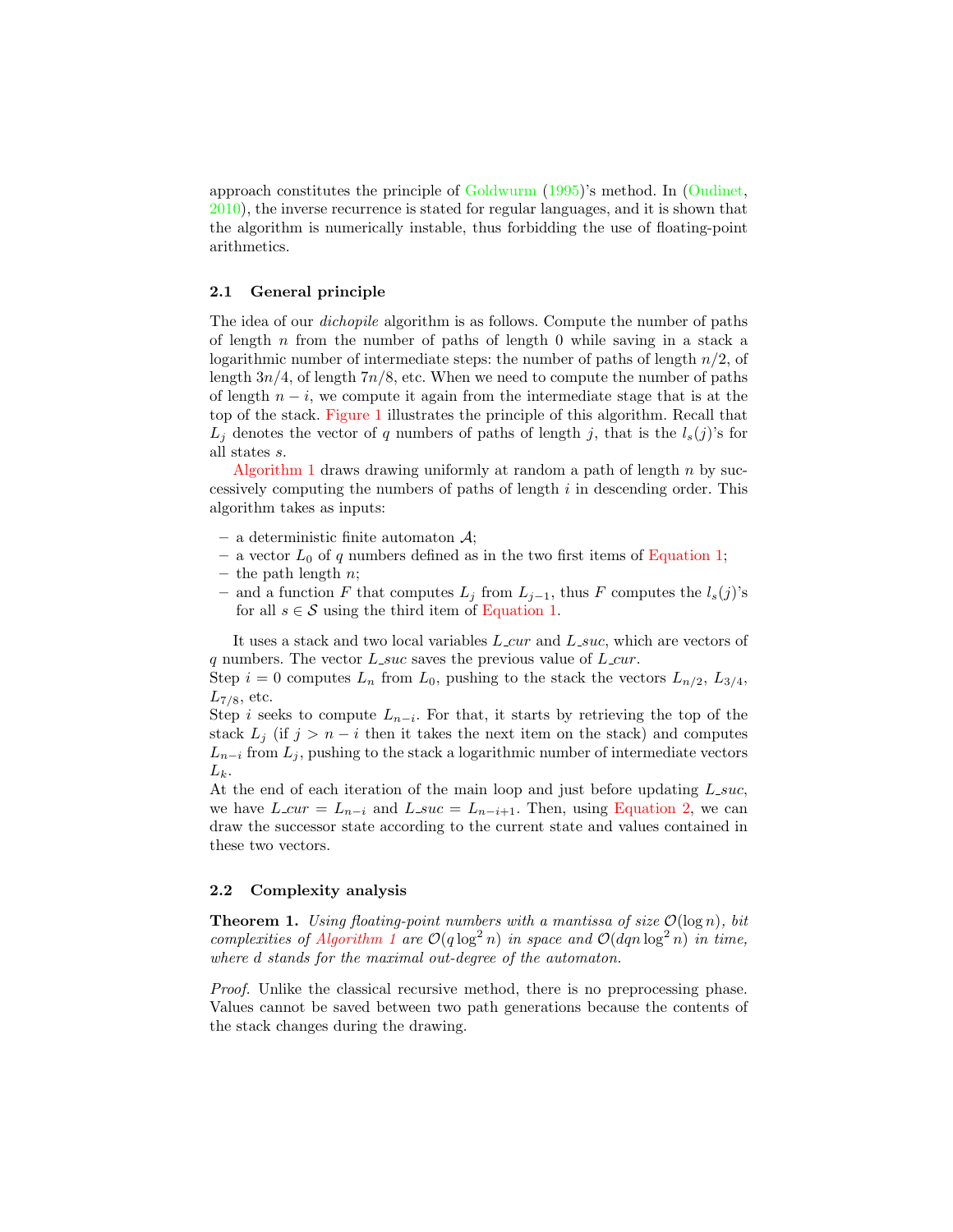approach constitutes the principle of Goldwurm (1995)'s method. In (Oudinet, 2010), the inverse recurrence is stated for regular languages, and it is shown that the algorithm is numerically instable, thus forbidding the use of floating-point arithmetics.

### 2.1 General principle

The idea of our *dichopile* algorithm is as follows. Compute the number of paths of length $n$ from the number of paths of length 0 while saving in a stack a logarithmic number of intermediate steps: the number of paths of length $n/2$, of length $3n/4$, of length $7n/8$, etc. When we need to compute the number of paths of length $n - i$, we compute it again from the intermediate stage that is at the top of the stack. Figure 1 illustrates the principle of this algorithm. Recall that $L_j$ denotes the vector of $q$ numbers of paths of length $j$, that is the $l_s(j)$'s for all states $s$.

Algorithm 1 draws drawing uniformly at random a path of length $n$ by successively computing the numbers of paths of length $i$ in descending order. This algorithm takes as inputs:

- a deterministic finite automaton $\mathcal{A}$;
- a vector $L_0$ of $q$ numbers defined as in the two first items of Equation 1;
- the path length $n$;
- and a function $F$ that computes $L_j$ from $L_{j-1}$, thus $F$ computes the $l_s(j)$'s for all $s \in \mathcal{S}$ using the third item of Equation 1.

It uses a stack and two local variables *L_cur* and *L_suc*, which are vectors of $q$ numbers. The vector *L_suc* saves the previous value of *L_cur*.
Step $i = 0$ computes $L_n$ from $L_0$, pushing to the stack the vectors $L_{n/2}$, $L_{3/4}$, $L_{7/8}$, etc.
Step $i$ seeks to compute $L_{n-i}$. For that, it starts by retrieving the top of the stack $L_j$ (if $j > n - i$ then it takes the next item on the stack) and computes $L_{n-i}$ from $L_j$, pushing to the stack a logarithmic number of intermediate vectors $L_k$.
At the end of each iteration of the main loop and just before updating *L_suc*, we have *L_cur* $= L_{n-i}$ and *L_suc* $= L_{n-i+1}$. Then, using Equation 2, we can draw the successor state according to the current state and values contained in these two vectors.

### 2.2 Complexity analysis

**Theorem 1.** *Using floating-point numbers with a mantissa of size $\mathcal{O}(\log n)$, bit complexities of Algorithm 1 are $\mathcal{O}(q \log^2 n)$ in space and $\mathcal{O}(dqn \log^2 n)$ in time, where $d$ stands for the maximal out-degree of the automaton.*

*Proof.* Unlike the classical recursive method, there is no preprocessing phase. Values cannot be saved between two path generations because the contents of the stack changes during the drawing.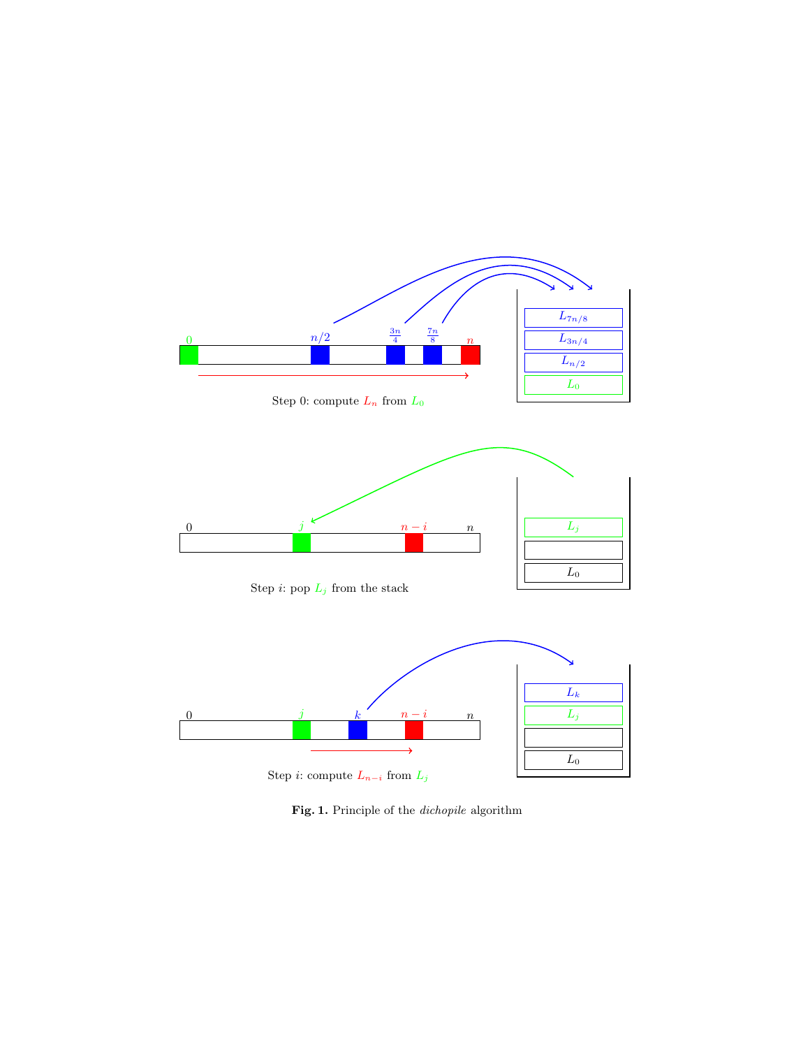Step 0: compute $L_n$ from $L_0$

Step $i$: pop $L_j$ from the stack

Step $i$: compute $L_{n-i}$ from $L_j$

**Fig. 1.** Principle of the *dichopile* algorithm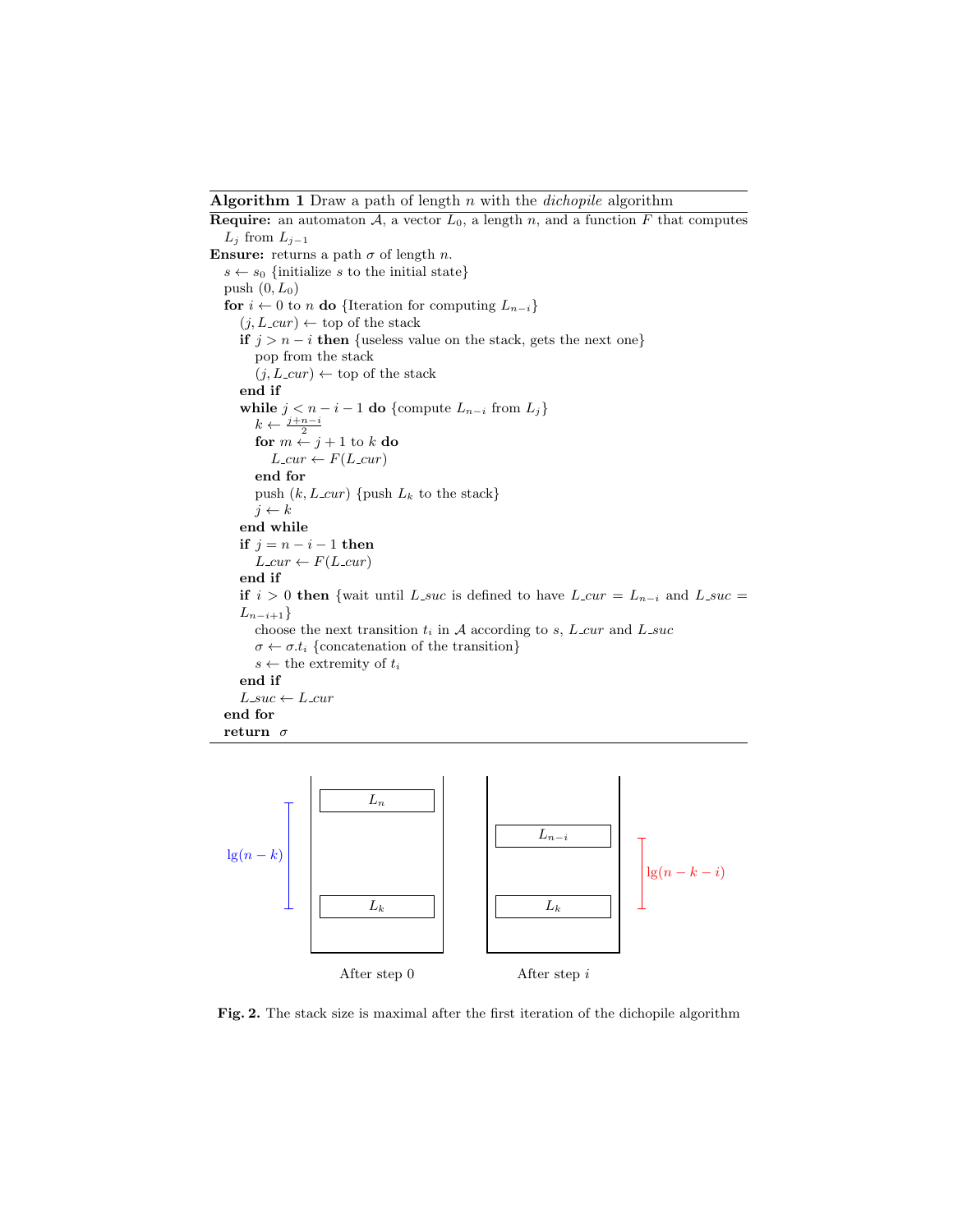**Algorithm 1** Draw a path of length $n$ with the *dichopile* algorithm

```
Require: an automaton A, a vector L_0, a length n, and a function F that computes
  L_j from L_{j-1}
Ensure: returns a path σ of length n.
  s ← s_0 {initialize s to the initial state}
  push (0, L_0)
  for i ← 0 to n do {Iteration for computing L_{n-i}}
    (j, L_cur) ← top of the stack
    if j > n − i then {useless value on the stack, gets the next one}
      pop from the stack
      (j, L_cur) ← top of the stack
    end if
    while j < n − i − 1 do {compute L_{n-i} from L_j}
      k ← (j+n−i)/2
      for m ← j + 1 to k do
        L_cur ← F(L_cur)
      end for
      push (k, L_cur) {push L_k to the stack}
      j ← k
    end while
    if j = n − i − 1 then
      L_cur ← F(L_cur)
    end if
    if i > 0 then {wait until L_suc is defined to have L_cur = L_{n-i} and L_suc =
    L_{n-i+1}}
      choose the next transition t_i in A according to s, L_cur and L_suc
      σ ← σ.t_i {concatenation of the transition}
      s ← the extremity of t_i
    end if
    L_suc ← L_cur
  end for
  return σ
```

**Fig. 2.** The stack size is maximal after the first iteration of the dichopile algorithm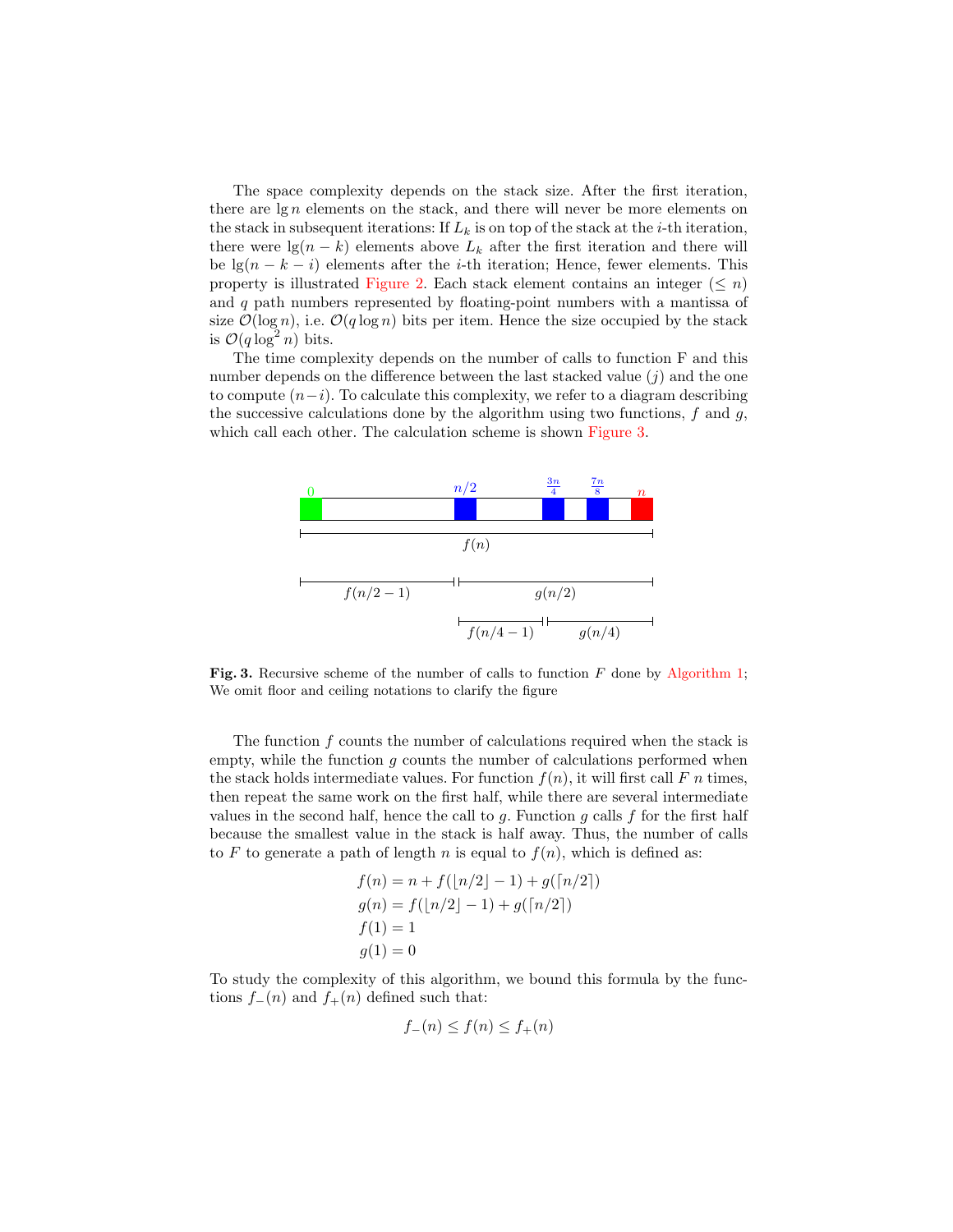The space complexity depends on the stack size. After the first iteration, there are $\lg n$ elements on the stack, and there will never be more elements on the stack in subsequent iterations: If $L_k$ is on top of the stack at the $i$-th iteration, there were $\lg(n-k)$ elements above $L_k$ after the first iteration and there will be $\lg(n-k-i)$ elements after the $i$-th iteration; Hence, fewer elements. This property is illustrated Figure 2. Each stack element contains an integer ($\leq n$) and $q$ path numbers represented by floating-point numbers with a mantissa of size $\mathcal{O}(\log n)$, i.e. $\mathcal{O}(q \log n)$ bits per item. Hence the size occupied by the stack is $\mathcal{O}(q \log^2 n)$ bits.

The time complexity depends on the number of calls to function F and this number depends on the difference between the last stacked value ($j$) and the one to compute ($n-i$). To calculate this complexity, we refer to a diagram describing the successive calculations done by the algorithm using two functions, $f$ and $g$, which call each other. The calculation scheme is shown Figure 3.

**Fig. 3.** Recursive scheme of the number of calls to function $F$ done by Algorithm 1; We omit floor and ceiling notations to clarify the figure

The function $f$ counts the number of calculations required when the stack is empty, while the function $g$ counts the number of calculations performed when the stack holds intermediate values. For function $f(n)$, it will first call $F$ $n$ times, then repeat the same work on the first half, while there are several intermediate values in the second half, hence the call to $g$. Function $g$ calls $f$ for the first half because the smallest value in the stack is half away. Thus, the number of calls to $F$ to generate a path of length $n$ is equal to $f(n)$, which is defined as:

$$
\begin{aligned}
f(n) &= n + f(\lfloor n/2 \rfloor - 1) + g(\lceil n/2 \rceil) \\
g(n) &= f(\lfloor n/2 \rfloor - 1) + g(\lceil n/2 \rceil) \\
f(1) &= 1 \\
g(1) &= 0
\end{aligned}
$$

To study the complexity of this algorithm, we bound this formula by the functions $f_-(n)$ and $f_+(n)$ defined such that:

$$
f_-(n) \leq f(n) \leq f_+(n)
$$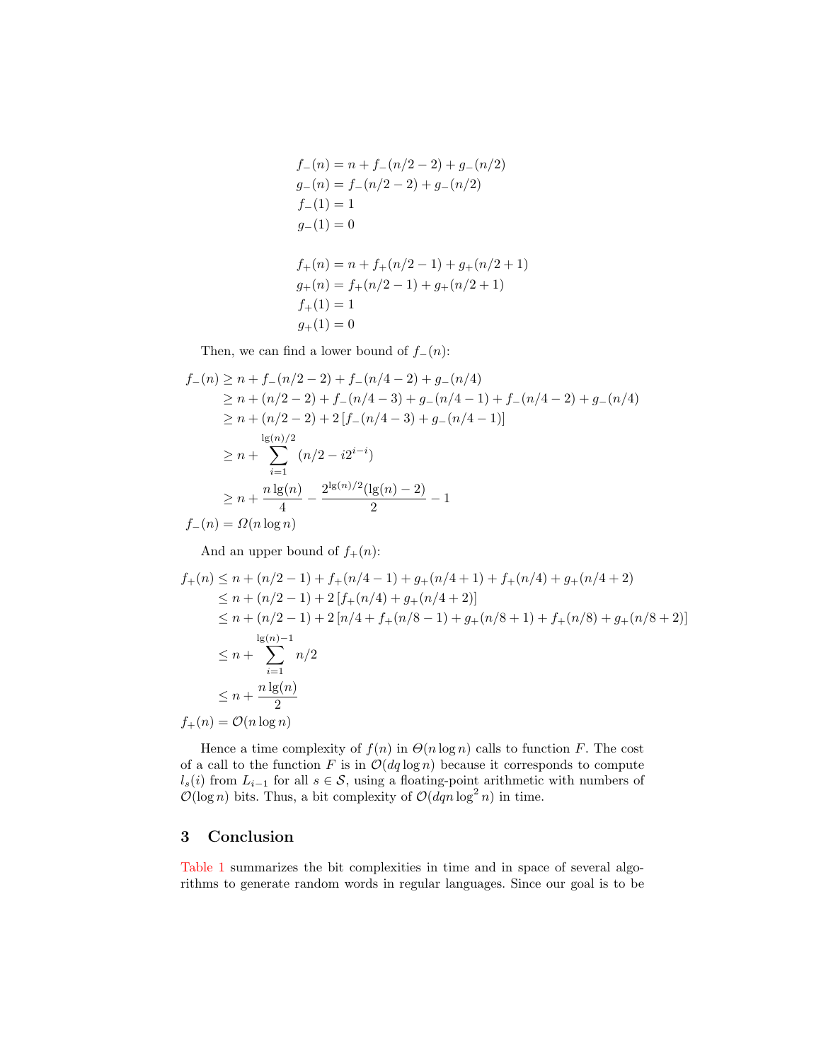$$
\begin{aligned}
f_-(n) &= n + f_-(n/2 - 2) + g_-(n/2) \\
g_-(n) &= f_-(n/2 - 2) + g_-(n/2) \\
f_-(1) &= 1 \\
g_-(1) &= 0
\end{aligned}
$$

$$
\begin{aligned}
f_+(n) &= n + f_+(n/2 - 1) + g_+(n/2 + 1) \\
g_+(n) &= f_+(n/2 - 1) + g_+(n/2 + 1) \\
f_+(1) &= 1 \\
g_+(1) &= 0
\end{aligned}
$$

Then, we can find a lower bound of $f_-(n)$:

$$
\begin{aligned}
f_-(n) &\geq n + f_-(n/2 - 2) + f_-(n/4 - 2) + g_-(n/4) \\
&\geq n + (n/2 - 2) + f_-(n/4 - 3) + g_-(n/4 - 1) + f_-(n/4 - 2) + g_-(n/4) \\
&\geq n + (n/2 - 2) + 2\left[f_-(n/4 - 3) + g_-(n/4 - 1)\right] \\
&\geq n + \sum_{i=1}^{\lg(n)/2} (n/2 - i2^{i-i}) \\
&\geq n + \frac{n \lg(n)}{4} - \frac{2^{\lg(n)/2}(\lg(n) - 2)}{2} - 1 \\
f_-(n) &= \Omega(n \log n)
\end{aligned}
$$

And an upper bound of $f_+(n)$:

$$
\begin{aligned}
f_+(n) &\leq n + (n/2 - 1) + f_+(n/4 - 1) + g_+(n/4 + 1) + f_+(n/4) + g_+(n/4 + 2) \\
&\leq n + (n/2 - 1) + 2\left[f_+(n/4) + g_+(n/4 + 2)\right] \\
&\leq n + (n/2 - 1) + 2\left[n/4 + f_+(n/8 - 1) + g_+(n/8 + 1) + f_+(n/8) + g_+(n/8 + 2)\right] \\
&\leq n + \sum_{i=1}^{\lg(n)-1} n/2 \\
&\leq n + \frac{n \lg(n)}{2} \\
f_+(n) &= \mathcal{O}(n \log n)
\end{aligned}
$$

Hence a time complexity of $f(n)$ in $\Theta(n \log n)$ calls to function $F$. The cost of a call to the function $F$ is in $\mathcal{O}(dq \log n)$ because it corresponds to compute $l_s(i)$ from $L_{i-1}$ for all $s \in \mathcal{S}$, using a floating-point arithmetic with numbers of $\mathcal{O}(\log n)$ bits. Thus, a bit complexity of $\mathcal{O}(dqn \log^2 n)$ in time.

## 3 Conclusion

Table 1 summarizes the bit complexities in time and in space of several algorithms to generate random words in regular languages. Since our goal is to be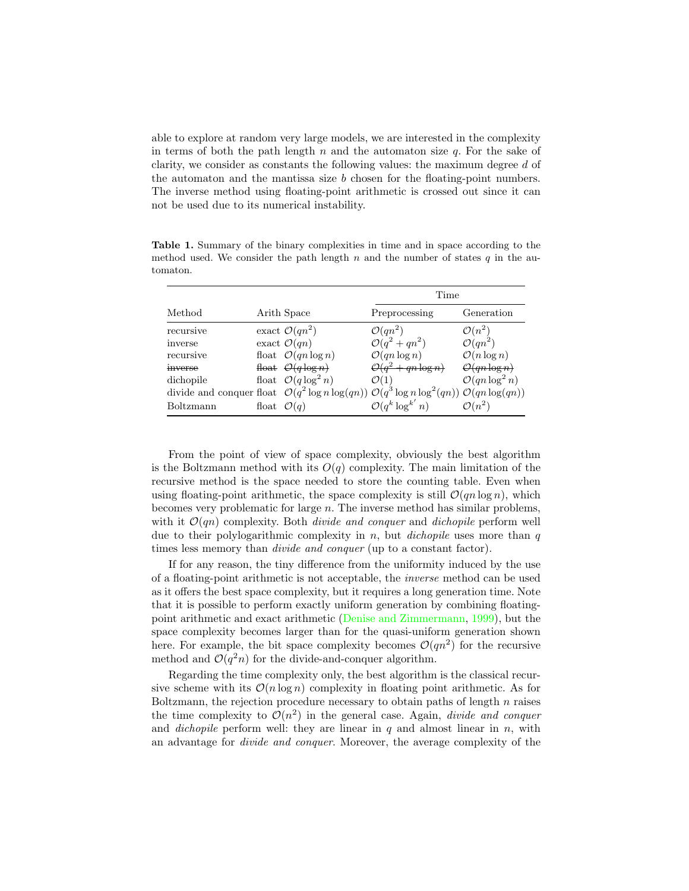able to explore at random very large models, we are interested in the complexity in terms of both the path length $n$ and the automaton size $q$. For the sake of clarity, we consider as constants the following values: the maximum degree $d$ of the automaton and the mantissa size $b$ chosen for the floating-point numbers. The inverse method using floating-point arithmetic is crossed out since it can not be used due to its numerical instability.

**Table 1.** Summary of the binary complexities in time and in space according to the method used. We consider the path length $n$ and the number of states $q$ in the automaton.

| Method | Arith | Space | Time | |
|---|---|---|---|---|
| | | | Preprocessing | Generation |
| recursive | exact | $\mathcal{O}(qn^2)$ | $\mathcal{O}(qn^2)$ | $\mathcal{O}(n^2)$ |
| inverse | exact | $\mathcal{O}(qn)$ | $\mathcal{O}(q^2 + qn^2)$ | $\mathcal{O}(qn^2)$ |
| recursive | float | $\mathcal{O}(qn \log n)$ | $\mathcal{O}(qn \log n)$ | $\mathcal{O}(n \log n)$ |
| ~~inverse~~ | ~~float~~ | ~~$\mathcal{O}(q \log n)$~~ | ~~$\mathcal{O}(q^2 + qn \log n)$~~ | ~~$\mathcal{O}(qn \log n)$~~ |
| dichopile | float | $\mathcal{O}(q \log^2 n)$ | $\mathcal{O}(1)$ | $\mathcal{O}(qn \log^2 n)$ |
| divide and conquer | float | $\mathcal{O}(q^2 \log n \log(qn))$ | $\mathcal{O}(q^3 \log n \log^2(qn))$ | $\mathcal{O}(qn \log(qn))$ |
| Boltzmann | float | $\mathcal{O}(q)$ | $\mathcal{O}(q^k \log^{k'} n)$ | $\mathcal{O}(n^2)$ |

From the point of view of space complexity, obviously the best algorithm is the Boltzmann method with its $O(q)$ complexity. The main limitation of the recursive method is the space needed to store the counting table. Even when using floating-point arithmetic, the space complexity is still $\mathcal{O}(qn \log n)$, which becomes very problematic for large $n$. The inverse method has similar problems, with it $\mathcal{O}(qn)$ complexity. Both *divide and conquer* and *dichopile* perform well due to their polylogarithmic complexity in $n$, but *dichopile* uses more than $q$ times less memory than *divide and conquer* (up to a constant factor).

If for any reason, the tiny difference from the uniformity induced by the use of a floating-point arithmetic is not acceptable, the *inverse* method can be used as it offers the best space complexity, but it requires a long generation time. Note that it is possible to perform exactly uniform generation by combining floating-point arithmetic and exact arithmetic (Denise and Zimmermann, 1999), but the space complexity becomes larger than for the quasi-uniform generation shown here. For example, the bit space complexity becomes $\mathcal{O}(qn^2)$ for the recursive method and $\mathcal{O}(q^2 n)$ for the divide-and-conquer algorithm.

Regarding the time complexity only, the best algorithm is the classical recursive scheme with its $\mathcal{O}(n \log n)$ complexity in floating point arithmetic. As for Boltzmann, the rejection procedure necessary to obtain paths of length $n$ raises the time complexity to $\mathcal{O}(n^2)$ in the general case. Again, *divide and conquer* and *dichopile* perform well: they are linear in $q$ and almost linear in $n$, with an advantage for *divide and conquer*. Moreover, the average complexity of the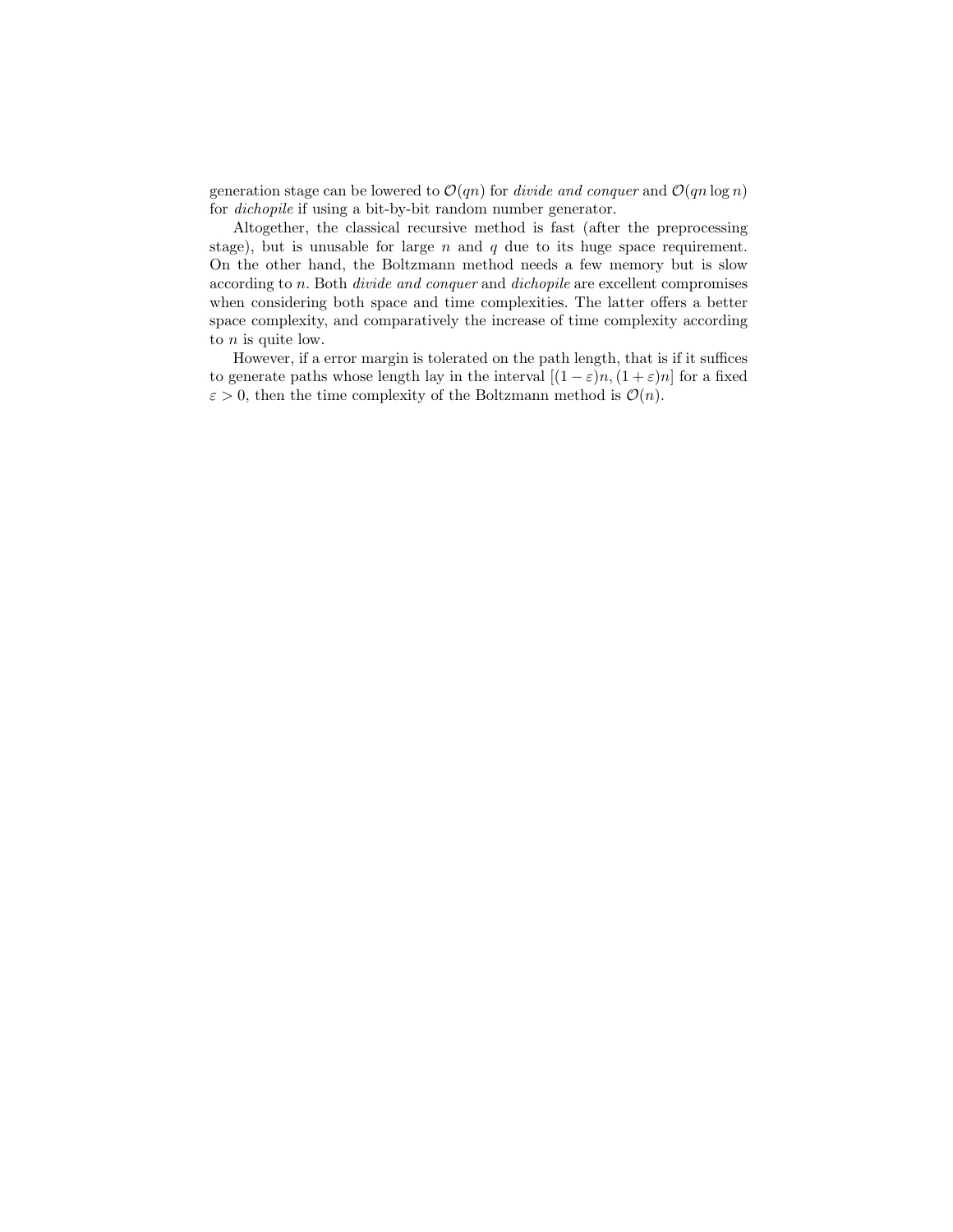generation stage can be lowered to $\mathcal{O}(qn)$ for *divide and conquer* and $\mathcal{O}(qn \log n)$ for *dichopile* if using a bit-by-bit random number generator.

Altogether, the classical recursive method is fast (after the preprocessing stage), but is unusable for large $n$ and $q$ due to its huge space requirement. On the other hand, the Boltzmann method needs a few memory but is slow according to $n$. Both *divide and conquer* and *dichopile* are excellent compromises when considering both space and time complexities. The latter offers a better space complexity, and comparatively the increase of time complexity according to $n$ is quite low.

However, if a error margin is tolerated on the path length, that is if it suffices to generate paths whose length lay in the interval $[(1-\varepsilon)n, (1+\varepsilon)n]$ for a fixed $\varepsilon > 0$, then the time complexity of the Boltzmann method is $\mathcal{O}(n)$.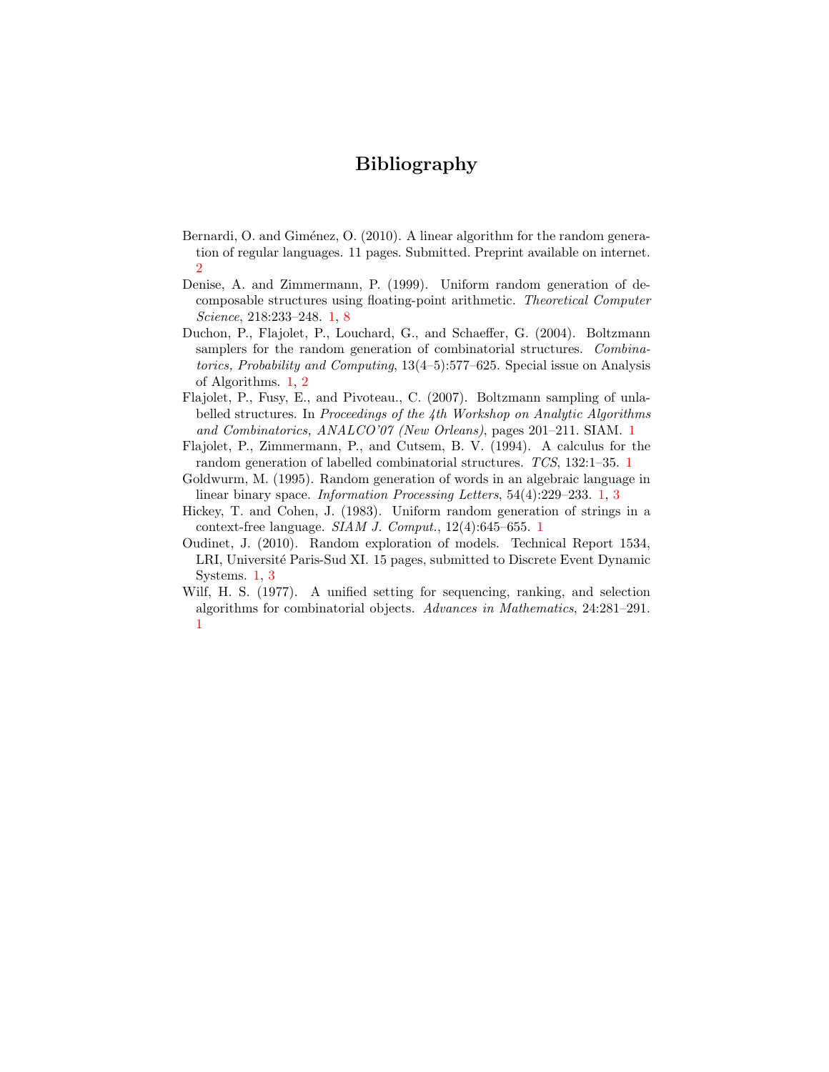# Bibliography

Bernardi, O. and Giménez, O. (2010). A linear algorithm for the random generation of regular languages. 11 pages. Submitted. Preprint available on internet. 2

Denise, A. and Zimmermann, P. (1999). Uniform random generation of decomposable structures using floating-point arithmetic. *Theoretical Computer Science*, 218:233–248. 1, 8

Duchon, P., Flajolet, P., Louchard, G., and Schaeffer, G. (2004). Boltzmann samplers for the random generation of combinatorial structures. *Combinatorics, Probability and Computing*, 13(4–5):577–625. Special issue on Analysis of Algorithms. 1, 2

Flajolet, P., Fusy, E., and Pivoteau., C. (2007). Boltzmann sampling of unlabelled structures. In *Proceedings of the 4th Workshop on Analytic Algorithms and Combinatorics, ANALCO'07 (New Orleans)*, pages 201–211. SIAM. 1

Flajolet, P., Zimmermann, P., and Cutsem, B. V. (1994). A calculus for the random generation of labelled combinatorial structures. *TCS*, 132:1–35. 1

Goldwurm, M. (1995). Random generation of words in an algebraic language in linear binary space. *Information Processing Letters*, 54(4):229–233. 1, 3

Hickey, T. and Cohen, J. (1983). Uniform random generation of strings in a context-free language. *SIAM J. Comput.*, 12(4):645–655. 1

Oudinet, J. (2010). Random exploration of models. Technical Report 1534, LRI, Université Paris-Sud XI. 15 pages, submitted to Discrete Event Dynamic Systems. 1, 3

Wilf, H. S. (1977). A unified setting for sequencing, ranking, and selection algorithms for combinatorial objects. *Advances in Mathematics*, 24:281–291. 1